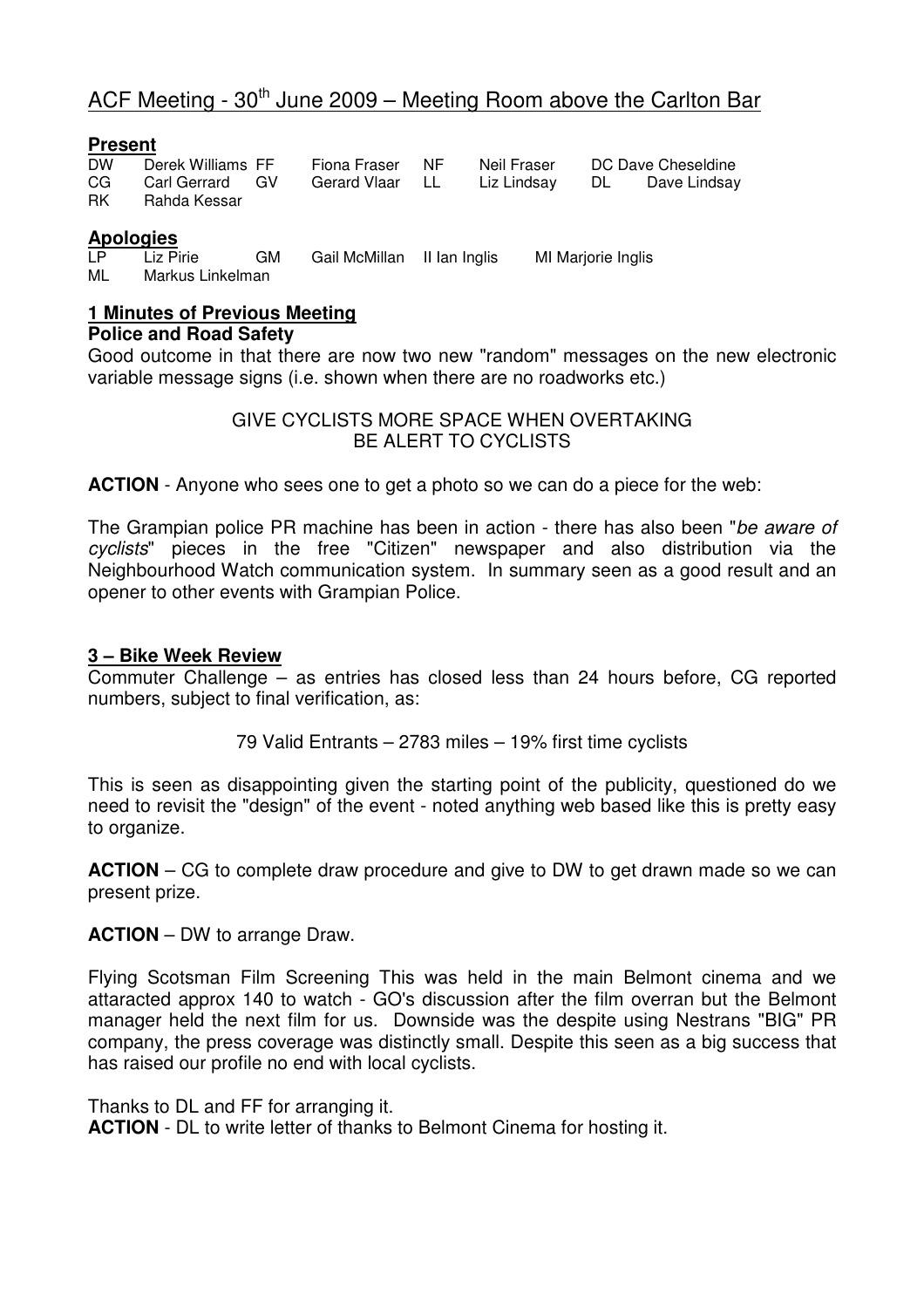# ACF Meeting - 30th June 2009 – Meeting Room above the Carlton Bar

## Present

| | | | | | | | |
|---|---|---|---|---|---|---|---|
| DW | Derek Williams | FF | Fiona Fraser | NF | Neil Fraser | DC | Dave Cheseldine |
| CG | Carl Gerrard | GV | Gerard Vlaar | LL | Liz Lindsay | DL | Dave Lindsay |
| RK | Rahda Kessar | | | | | | |

## Apologies

| | | | | | | | |
|---|---|---|---|---|---|---|---|
| LP | Liz Pirie | GM | Gail McMillan | II | Ian Inglis | MI | Marjorie Inglis |
| ML | Markus Linkelman | | | | | | |

## 1 Minutes of Previous Meeting

**Police and Road Safety**

Good outcome in that there are now two new "random" messages on the new electronic variable message signs (i.e. shown when there are no roadworks etc.)

GIVE CYCLISTS MORE SPACE WHEN OVERTAKING
BE ALERT TO CYCLISTS

**ACTION** - Anyone who sees one to get a photo so we can do a piece for the web:

The Grampian police PR machine has been in action - there has also been "*be aware of cyclists*" pieces in the free "Citizen" newspaper and also distribution via the Neighbourhood Watch communication system. In summary seen as a good result and an opener to other events with Grampian Police.

## 3 – Bike Week Review

Commuter Challenge – as entries has closed less than 24 hours before, CG reported numbers, subject to final verification, as:

79 Valid Entrants – 2783 miles – 19% first time cyclists

This is seen as disappointing given the starting point of the publicity, questioned do we need to revisit the "design" of the event - noted anything web based like this is pretty easy to organize.

**ACTION** – CG to complete draw procedure and give to DW to get drawn made so we can present prize.

**ACTION** – DW to arrange Draw.

Flying Scotsman Film Screening This was held in the main Belmont cinema and we attaracted approx 140 to watch - GO's discussion after the film overran but the Belmont manager held the next film for us. Downside was the despite using Nestrans "BIG" PR company, the press coverage was distinctly small. Despite this seen as a big success that has raised our profile no end with local cyclists.

Thanks to DL and FF for arranging it.

**ACTION** - DL to write letter of thanks to Belmont Cinema for hosting it.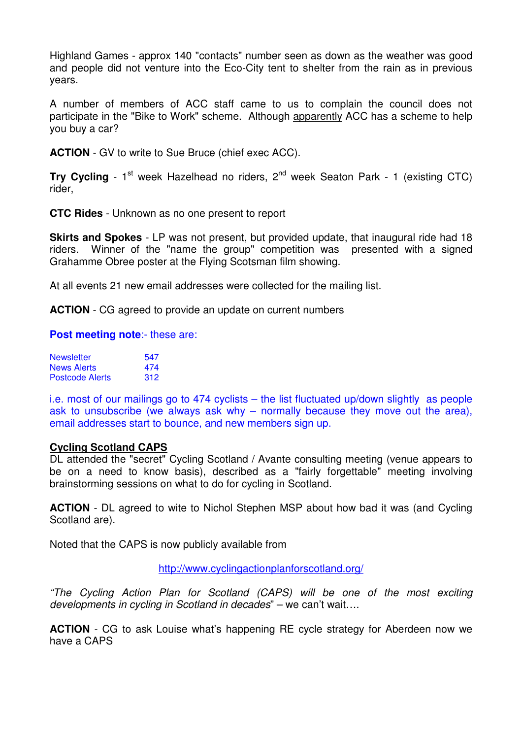Highland Games - approx 140 "contacts" number seen as down as the weather was good and people did not venture into the Eco-City tent to shelter from the rain as in previous years.

A number of members of ACC staff came to us to complain the council does not participate in the "Bike to Work" scheme. Although apparently ACC has a scheme to help you buy a car?

**ACTION** - GV to write to Sue Bruce (chief exec ACC).

**Try Cycling** - 1st week Hazelhead no riders, 2nd week Seaton Park - 1 (existing CTC) rider,

**CTC Rides** - Unknown as no one present to report

**Skirts and Spokes** - LP was not present, but provided update, that inaugural ride had 18 riders. Winner of the "name the group" competition was presented with a signed Grahamme Obree poster at the Flying Scotsman film showing.

At all events 21 new email addresses were collected for the mailing list.

**ACTION** - CG agreed to provide an update on current numbers

**Post meeting note**:- these are:

| | |
|---|---|
| Newsletter | 547 |
| News Alerts | 474 |
| Postcode Alerts | 312 |

i.e. most of our mailings go to 474 cyclists – the list fluctuated up/down slightly as people ask to unsubscribe (we always ask why – normally because they move out the area), email addresses start to bounce, and new members sign up.

## Cycling Scotland CAPS

DL attended the "secret" Cycling Scotland / Avante consulting meeting (venue appears to be on a need to know basis), described as a "fairly forgettable" meeting involving brainstorming sessions on what to do for cycling in Scotland.

**ACTION** - DL agreed to wite to Nichol Stephen MSP about how bad it was (and Cycling Scotland are).

Noted that the CAPS is now publicly available from

http://www.cyclingactionplanforscotland.org/

*"The Cycling Action Plan for Scotland (CAPS) will be one of the most exciting developments in cycling in Scotland in decades*" – we can't wait….

**ACTION** - CG to ask Louise what's happening RE cycle strategy for Aberdeen now we have a CAPS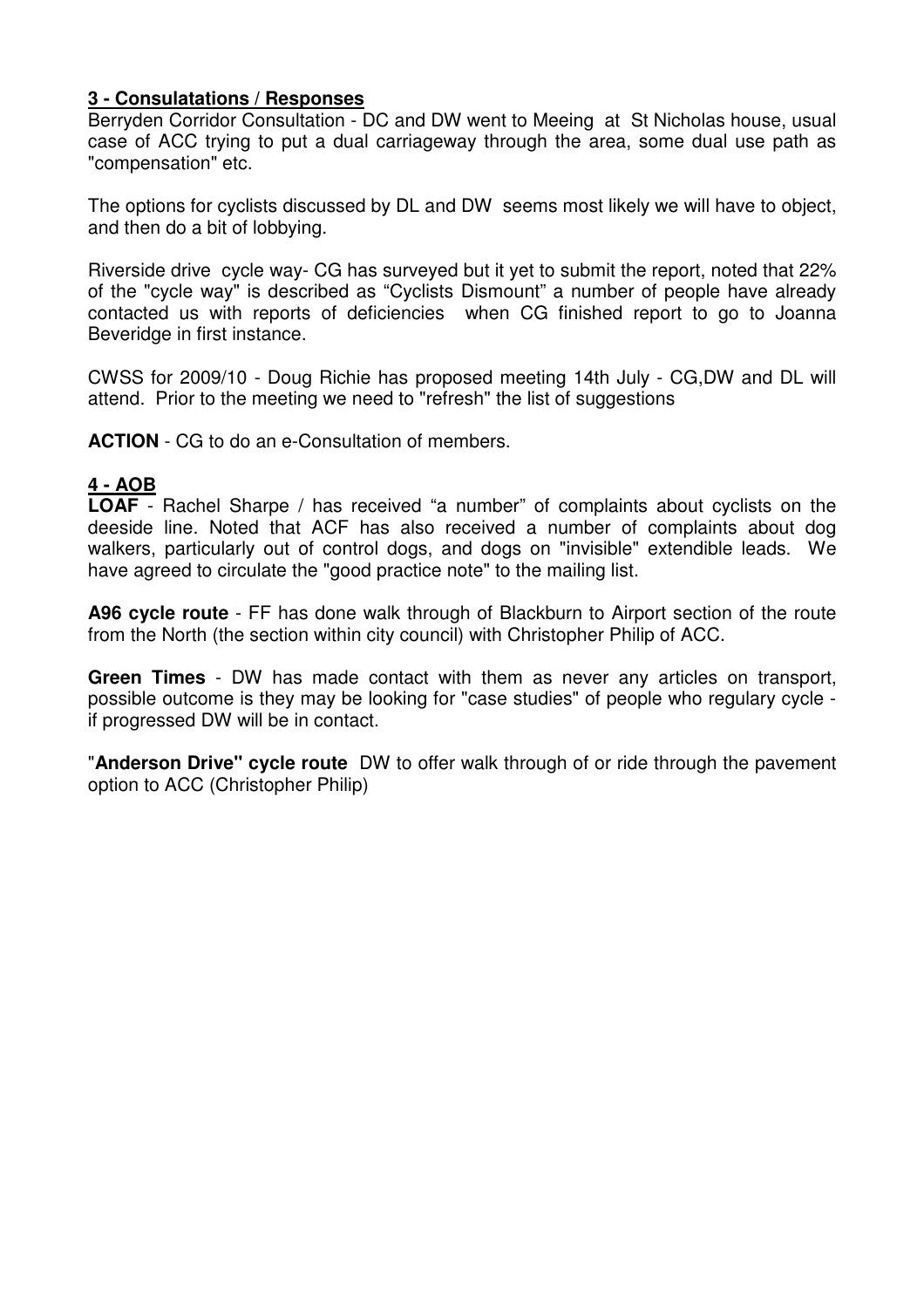**3 - Consulatations / Responses**

Berryden Corridor Consultation - DC and DW went to Meeing at St Nicholas house, usual case of ACC trying to put a dual carriageway through the area, some dual use path as "compensation" etc.

The options for cyclists discussed by DL and DW seems most likely we will have to object, and then do a bit of lobbying.

Riverside drive cycle way- CG has surveyed but it yet to submit the report, noted that 22% of the "cycle way" is described as "Cyclists Dismount" a number of people have already contacted us with reports of deficiencies when CG finished report to go to Joanna Beveridge in first instance.

CWSS for 2009/10 - Doug Richie has proposed meeting 14th July - CG,DW and DL will attend. Prior to the meeting we need to "refresh" the list of suggestions

**ACTION** - CG to do an e-Consultation of members.

**4 - AOB**

**LOAF** - Rachel Sharpe / has received "a number" of complaints about cyclists on the deeside line. Noted that ACF has also received a number of complaints about dog walkers, particularly out of control dogs, and dogs on "invisible" extendible leads. We have agreed to circulate the "good practice note" to the mailing list.

**A96 cycle route** - FF has done walk through of Blackburn to Airport section of the route from the North (the section within city council) with Christopher Philip of ACC.

**Green Times** - DW has made contact with them as never any articles on transport, possible outcome is they may be looking for "case studies" of people who regulary cycle - if progressed DW will be in contact.

"**Anderson Drive" cycle route** DW to offer walk through of or ride through the pavement option to ACC (Christopher Philip)